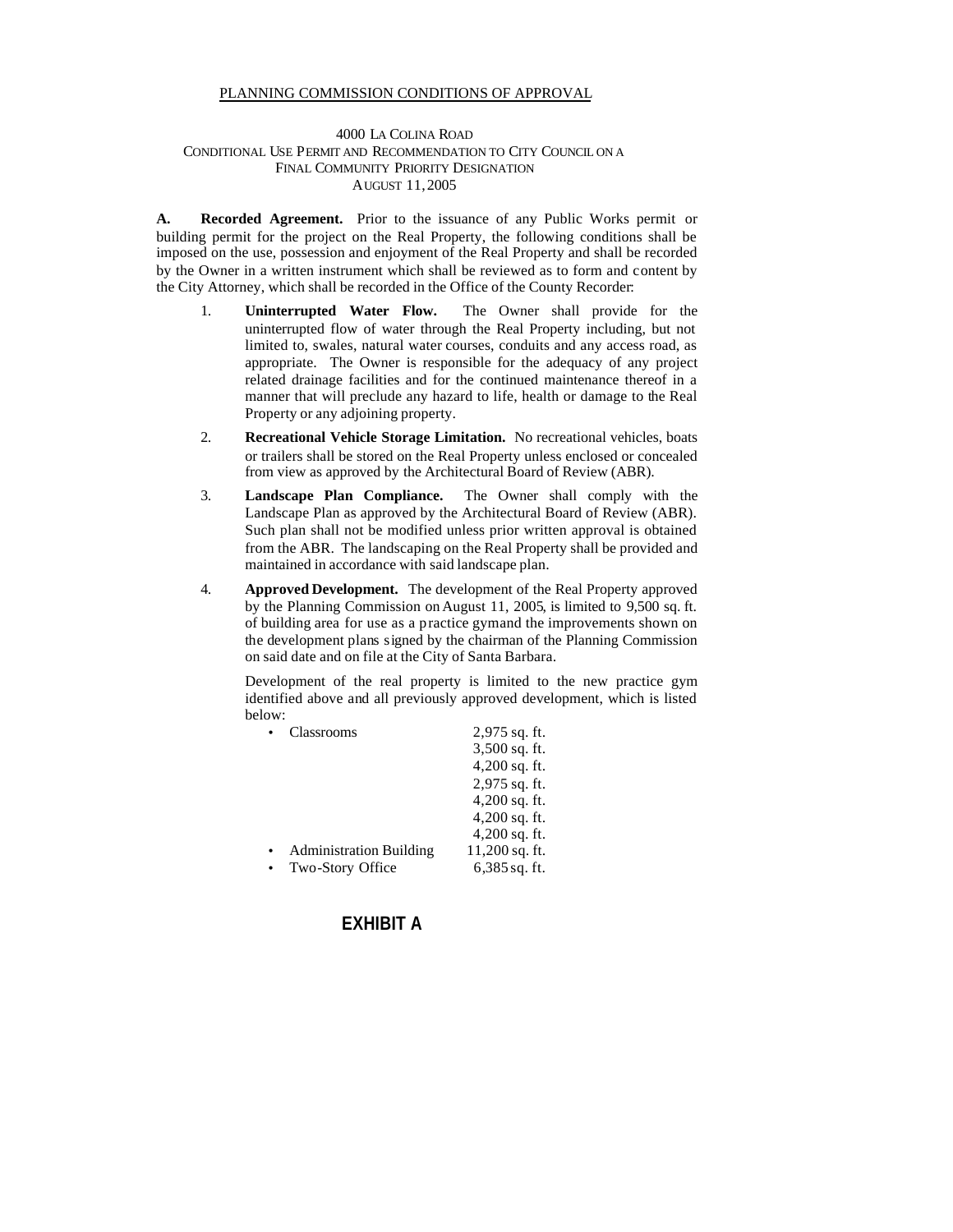PLANNING COMMISSION CONDITIONS OF APPROVAL

4000 LA COLINA ROAD
CONDITIONAL USE PERMIT AND RECOMMENDATION TO CITY COUNCIL ON A
FINAL COMMUNITY PRIORITY DESIGNATION
AUGUST 11, 2005

**A. Recorded Agreement.** Prior to the issuance of any Public Works permit or building permit for the project on the Real Property, the following conditions shall be imposed on the use, possession and enjoyment of the Real Property and shall be recorded by the Owner in a written instrument which shall be reviewed as to form and content by the City Attorney, which shall be recorded in the Office of the County Recorder:

1. **Uninterrupted Water Flow.** The Owner shall provide for the uninterrupted flow of water through the Real Property including, but not limited to, swales, natural water courses, conduits and any access road, as appropriate. The Owner is responsible for the adequacy of any project related drainage facilities and for the continued maintenance thereof in a manner that will preclude any hazard to life, health or damage to the Real Property or any adjoining property.

2. **Recreational Vehicle Storage Limitation.** No recreational vehicles, boats or trailers shall be stored on the Real Property unless enclosed or concealed from view as approved by the Architectural Board of Review (ABR).

3. **Landscape Plan Compliance.** The Owner shall comply with the Landscape Plan as approved by the Architectural Board of Review (ABR). Such plan shall not be modified unless prior written approval is obtained from the ABR. The landscaping on the Real Property shall be provided and maintained in accordance with said landscape plan.

4. **Approved Development.** The development of the Real Property approved by the Planning Commission on August 11, 2005, is limited to 9,500 sq. ft. of building area for use as a practice gym and the improvements shown on the development plans signed by the chairman of the Planning Commission on said date and on file at the City of Santa Barbara.

   Development of the real property is limited to the new practice gym identified above and all previously approved development, which is listed below:

   | | |
   |---|---|
   | • Classrooms | 2,975 sq. ft. |
   | | 3,500 sq. ft. |
   | | 4,200 sq. ft. |
   | | 2,975 sq. ft. |
   | | 4,200 sq. ft. |
   | | 4,200 sq. ft. |
   | | 4,200 sq. ft. |
   | • Administration Building | 11,200 sq. ft. |
   | • Two-Story Office | 6,385 sq. ft. |

**EXHIBIT A**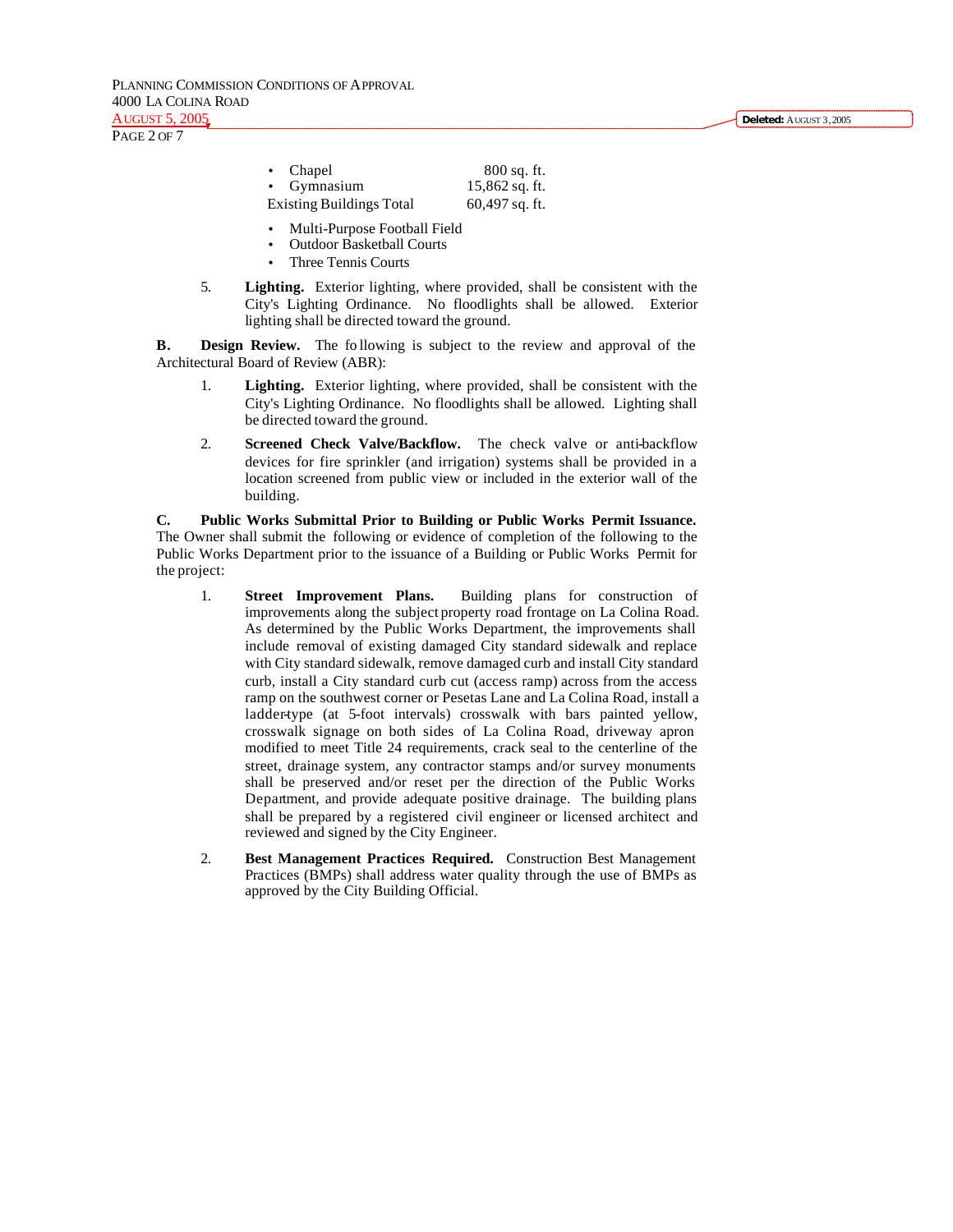| | |
|---|---|
| • Chapel | 800 sq. ft. |
| • Gymnasium | 15,862 sq. ft. |
| Existing Buildings Total | 60,497 sq. ft. |

- Multi-Purpose Football Field
- Outdoor Basketball Courts
- Three Tennis Courts

5. **Lighting.** Exterior lighting, where provided, shall be consistent with the City's Lighting Ordinance. No floodlights shall be allowed. Exterior lighting shall be directed toward the ground.

**B. Design Review.** The following is subject to the review and approval of the Architectural Board of Review (ABR):

1. **Lighting.** Exterior lighting, where provided, shall be consistent with the City's Lighting Ordinance. No floodlights shall be allowed. Lighting shall be directed toward the ground.

2. **Screened Check Valve/Backflow.** The check valve or anti-backflow devices for fire sprinkler (and irrigation) systems shall be provided in a location screened from public view or included in the exterior wall of the building.

**C. Public Works Submittal Prior to Building or Public Works Permit Issuance.** The Owner shall submit the following or evidence of completion of the following to the Public Works Department prior to the issuance of a Building or Public Works Permit for the project:

1. **Street Improvement Plans.** Building plans for construction of improvements along the subject property road frontage on La Colina Road. As determined by the Public Works Department, the improvements shall include removal of existing damaged City standard sidewalk and replace with City standard sidewalk, remove damaged curb and install City standard curb, install a City standard curb cut (access ramp) across from the access ramp on the southwest corner or Pesetas Lane and La Colina Road, install a ladder-type (at 5-foot intervals) crosswalk with bars painted yellow, crosswalk signage on both sides of La Colina Road, driveway apron modified to meet Title 24 requirements, crack seal to the centerline of the street, drainage system, any contractor stamps and/or survey monuments shall be preserved and/or reset per the direction of the Public Works Department, and provide adequate positive drainage. The building plans shall be prepared by a registered civil engineer or licensed architect and reviewed and signed by the City Engineer.

2. **Best Management Practices Required.** Construction Best Management Practices (BMPs) shall address water quality through the use of BMPs as approved by the City Building Official.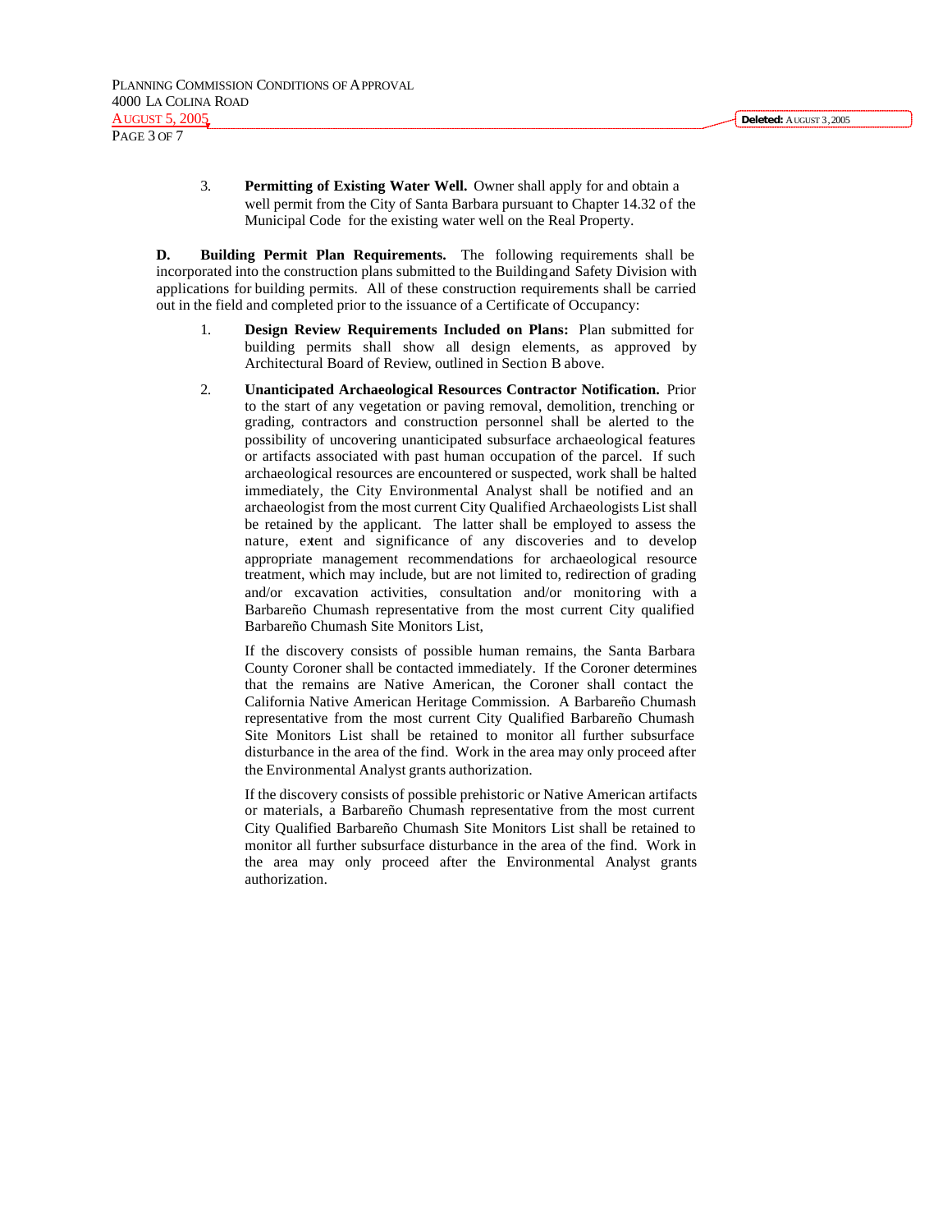3. **Permitting of Existing Water Well.** Owner shall apply for and obtain a well permit from the City of Santa Barbara pursuant to Chapter 14.32 of the Municipal Code for the existing water well on the Real Property.

**D. Building Permit Plan Requirements.** The following requirements shall be incorporated into the construction plans submitted to the Building and Safety Division with applications for building permits. All of these construction requirements shall be carried out in the field and completed prior to the issuance of a Certificate of Occupancy:

1. **Design Review Requirements Included on Plans:** Plan submitted for building permits shall show all design elements, as approved by Architectural Board of Review, outlined in Section B above.

2. **Unanticipated Archaeological Resources Contractor Notification.** Prior to the start of any vegetation or paving removal, demolition, trenching or grading, contractors and construction personnel shall be alerted to the possibility of uncovering unanticipated subsurface archaeological features or artifacts associated with past human occupation of the parcel. If such archaeological resources are encountered or suspected, work shall be halted immediately, the City Environmental Analyst shall be notified and an archaeologist from the most current City Qualified Archaeologists List shall be retained by the applicant. The latter shall be employed to assess the nature, extent and significance of any discoveries and to develop appropriate management recommendations for archaeological resource treatment, which may include, but are not limited to, redirection of grading and/or excavation activities, consultation and/or monitoring with a Barbareño Chumash representative from the most current City qualified Barbareño Chumash Site Monitors List,

   If the discovery consists of possible human remains, the Santa Barbara County Coroner shall be contacted immediately. If the Coroner determines that the remains are Native American, the Coroner shall contact the California Native American Heritage Commission. A Barbareño Chumash representative from the most current City Qualified Barbareño Chumash Site Monitors List shall be retained to monitor all further subsurface disturbance in the area of the find. Work in the area may only proceed after the Environmental Analyst grants authorization.

   If the discovery consists of possible prehistoric or Native American artifacts or materials, a Barbareño Chumash representative from the most current City Qualified Barbareño Chumash Site Monitors List shall be retained to monitor all further subsurface disturbance in the area of the find. Work in the area may only proceed after the Environmental Analyst grants authorization.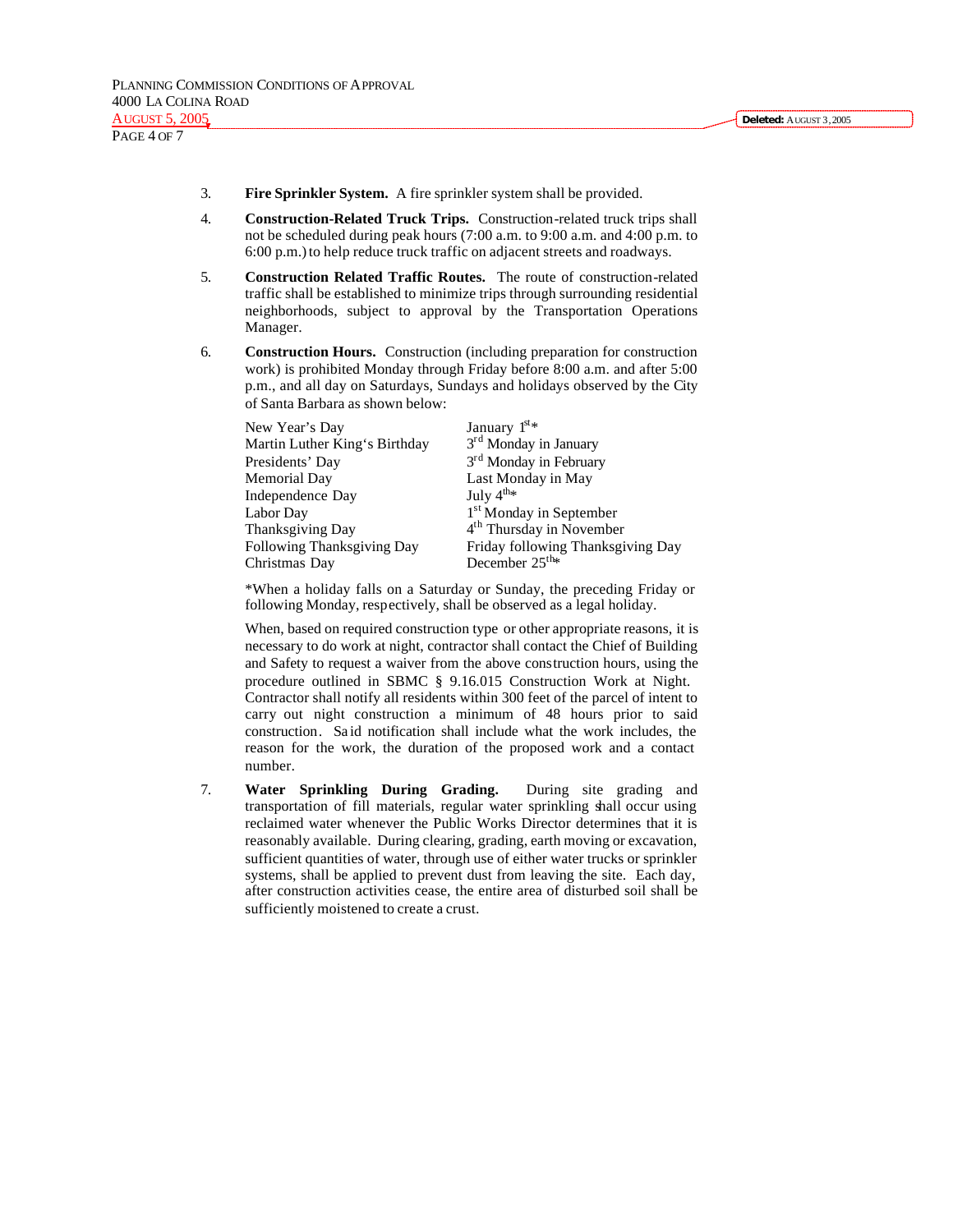3. **Fire Sprinkler System.** A fire sprinkler system shall be provided.

4. **Construction-Related Truck Trips.** Construction-related truck trips shall not be scheduled during peak hours (7:00 a.m. to 9:00 a.m. and 4:00 p.m. to 6:00 p.m.) to help reduce truck traffic on adjacent streets and roadways.

5. **Construction Related Traffic Routes.** The route of construction-related traffic shall be established to minimize trips through surrounding residential neighborhoods, subject to approval by the Transportation Operations Manager.

6. **Construction Hours.** Construction (including preparation for construction work) is prohibited Monday through Friday before 8:00 a.m. and after 5:00 p.m., and all day on Saturdays, Sundays and holidays observed by the City of Santa Barbara as shown below:

| | |
|---|---|
| New Year's Day | January 1st* |
| Martin Luther King's Birthday | 3rd Monday in January |
| Presidents' Day | 3rd Monday in February |
| Memorial Day | Last Monday in May |
| Independence Day | July 4th* |
| Labor Day | 1st Monday in September |
| Thanksgiving Day | 4th Thursday in November |
| Following Thanksgiving Day | Friday following Thanksgiving Day |
| Christmas Day | December 25th* |

*When a holiday falls on a Saturday or Sunday, the preceding Friday or following Monday, respectively, shall be observed as a legal holiday.

When, based on required construction type or other appropriate reasons, it is necessary to do work at night, contractor shall contact the Chief of Building and Safety to request a waiver from the above construction hours, using the procedure outlined in SBMC § 9.16.015 Construction Work at Night. Contractor shall notify all residents within 300 feet of the parcel of intent to carry out night construction a minimum of 48 hours prior to said construction. Said notification shall include what the work includes, the reason for the work, the duration of the proposed work and a contact number.

7. **Water Sprinkling During Grading.** During site grading and transportation of fill materials, regular water sprinkling shall occur using reclaimed water whenever the Public Works Director determines that it is reasonably available. During clearing, grading, earth moving or excavation, sufficient quantities of water, through use of either water trucks or sprinkler systems, shall be applied to prevent dust from leaving the site. Each day, after construction activities cease, the entire area of disturbed soil shall be sufficiently moistened to create a crust.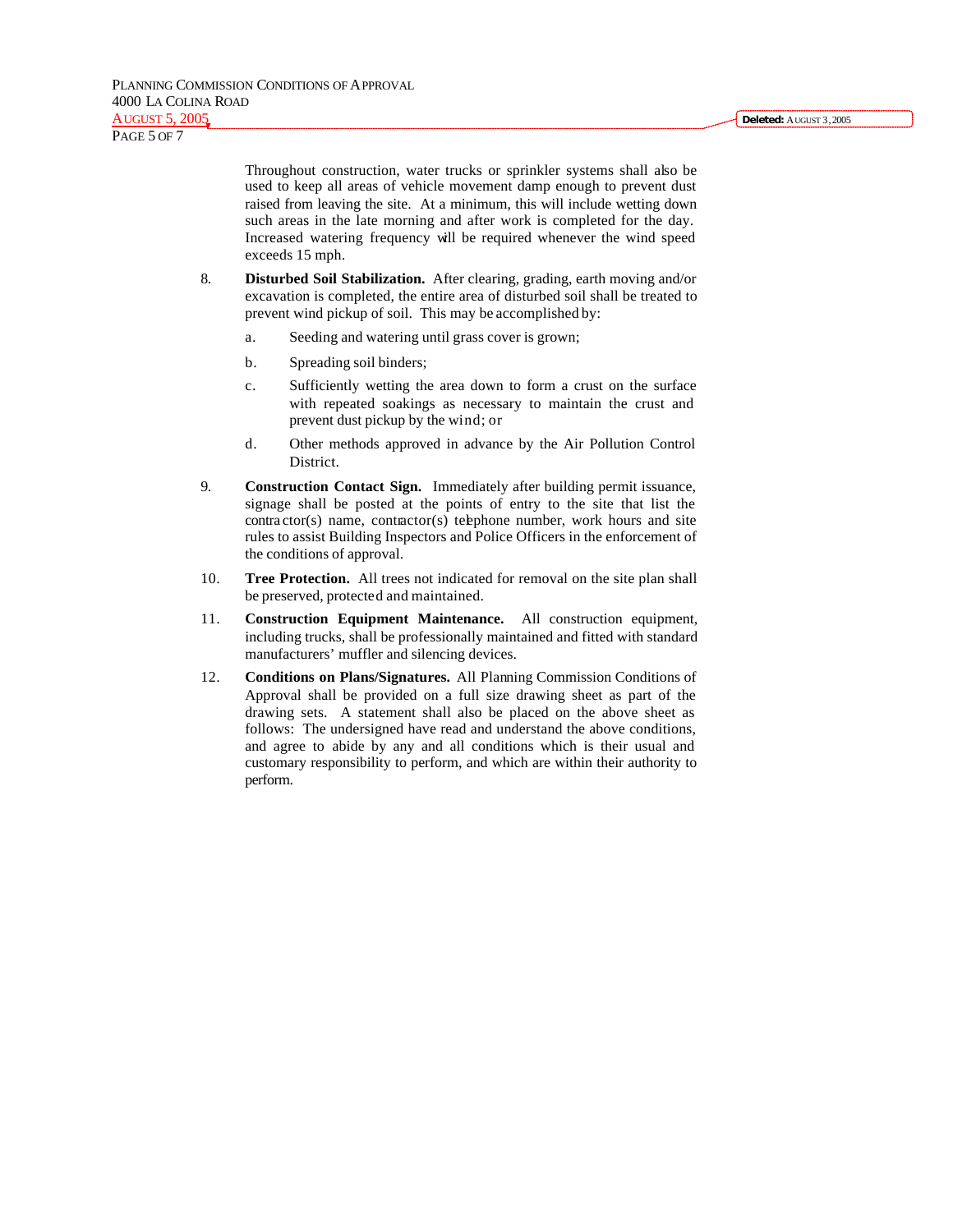Throughout construction, water trucks or sprinkler systems shall also be used to keep all areas of vehicle movement damp enough to prevent dust raised from leaving the site. At a minimum, this will include wetting down such areas in the late morning and after work is completed for the day. Increased watering frequency will be required whenever the wind speed exceeds 15 mph.

8. **Disturbed Soil Stabilization.** After clearing, grading, earth moving and/or excavation is completed, the entire area of disturbed soil shall be treated to prevent wind pickup of soil. This may be accomplished by:

   a. Seeding and watering until grass cover is grown;

   b. Spreading soil binders;

   c. Sufficiently wetting the area down to form a crust on the surface with repeated soakings as necessary to maintain the crust and prevent dust pickup by the wind; or

   d. Other methods approved in advance by the Air Pollution Control District.

9. **Construction Contact Sign.** Immediately after building permit issuance, signage shall be posted at the points of entry to the site that list the contractor(s) name, contractor(s) telephone number, work hours and site rules to assist Building Inspectors and Police Officers in the enforcement of the conditions of approval.

10. **Tree Protection.** All trees not indicated for removal on the site plan shall be preserved, protected and maintained.

11. **Construction Equipment Maintenance.** All construction equipment, including trucks, shall be professionally maintained and fitted with standard manufacturers' muffler and silencing devices.

12. **Conditions on Plans/Signatures.** All Planning Commission Conditions of Approval shall be provided on a full size drawing sheet as part of the drawing sets. A statement shall also be placed on the above sheet as follows: The undersigned have read and understand the above conditions, and agree to abide by any and all conditions which is their usual and customary responsibility to perform, and which are within their authority to perform.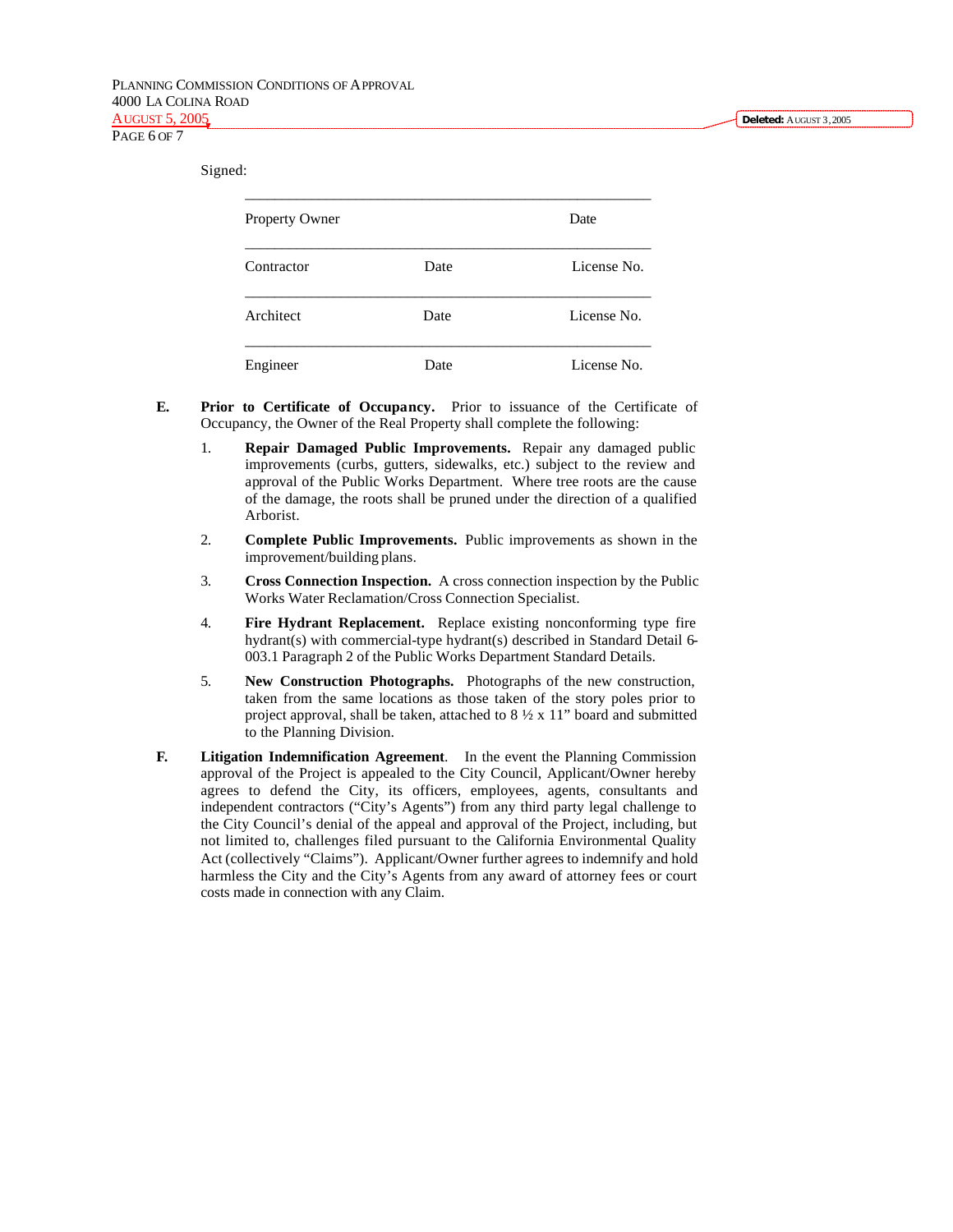Signed:

| | | |
|---|---|---|
| Property Owner | | Date |
| Contractor | Date | License No. |
| Architect | Date | License No. |
| Engineer | Date | License No. |

**E.** **Prior to Certificate of Occupancy.** Prior to issuance of the Certificate of Occupancy, the Owner of the Real Property shall complete the following:

1. **Repair Damaged Public Improvements.** Repair any damaged public improvements (curbs, gutters, sidewalks, etc.) subject to the review and approval of the Public Works Department. Where tree roots are the cause of the damage, the roots shall be pruned under the direction of a qualified Arborist.

2. **Complete Public Improvements.** Public improvements as shown in the improvement/building plans.

3. **Cross Connection Inspection.** A cross connection inspection by the Public Works Water Reclamation/Cross Connection Specialist.

4. **Fire Hydrant Replacement.** Replace existing nonconforming type fire hydrant(s) with commercial-type hydrant(s) described in Standard Detail 6-003.1 Paragraph 2 of the Public Works Department Standard Details.

5. **New Construction Photographs.** Photographs of the new construction, taken from the same locations as those taken of the story poles prior to project approval, shall be taken, attached to 8 ½ x 11" board and submitted to the Planning Division.

**F.** **Litigation Indemnification Agreement**. In the event the Planning Commission approval of the Project is appealed to the City Council, Applicant/Owner hereby agrees to defend the City, its officers, employees, agents, consultants and independent contractors ("City's Agents") from any third party legal challenge to the City Council's denial of the appeal and approval of the Project, including, but not limited to, challenges filed pursuant to the California Environmental Quality Act (collectively "Claims"). Applicant/Owner further agrees to indemnify and hold harmless the City and the City's Agents from any award of attorney fees or court costs made in connection with any Claim.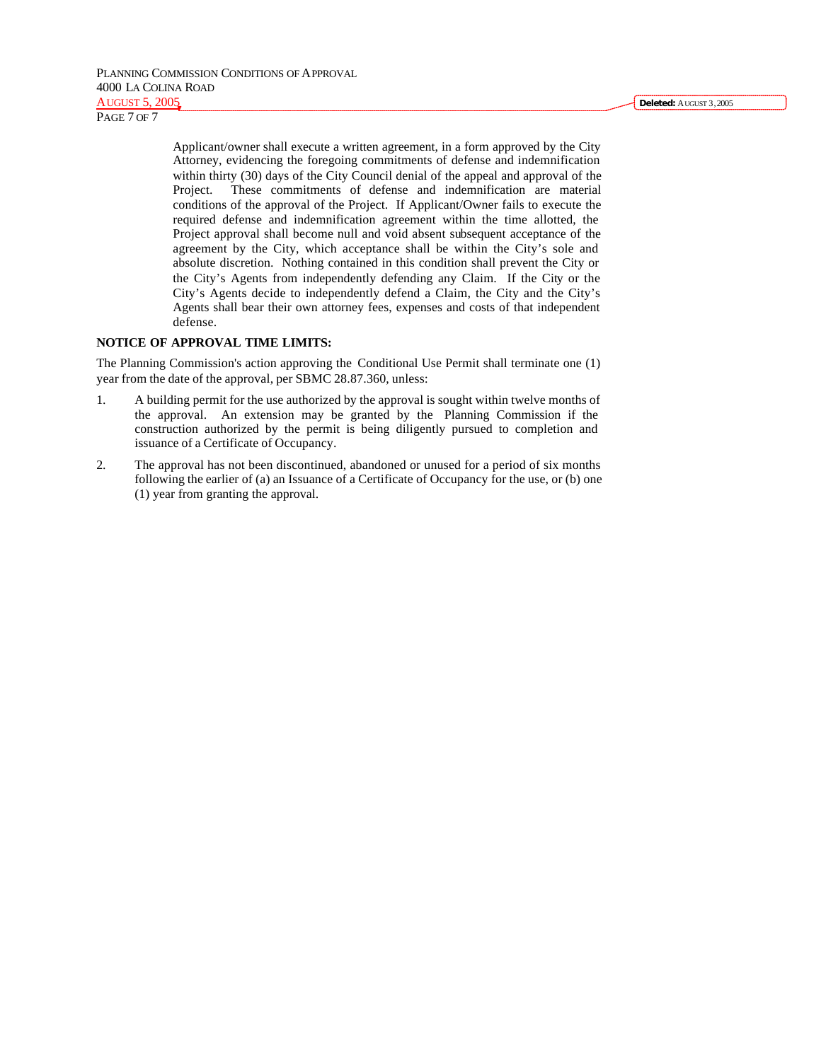Applicant/owner shall execute a written agreement, in a form approved by the City Attorney, evidencing the foregoing commitments of defense and indemnification within thirty (30) days of the City Council denial of the appeal and approval of the Project. These commitments of defense and indemnification are material conditions of the approval of the Project. If Applicant/Owner fails to execute the required defense and indemnification agreement within the time allotted, the Project approval shall become null and void absent subsequent acceptance of the agreement by the City, which acceptance shall be within the City's sole and absolute discretion. Nothing contained in this condition shall prevent the City or the City's Agents from independently defending any Claim. If the City or the City's Agents decide to independently defend a Claim, the City and the City's Agents shall bear their own attorney fees, expenses and costs of that independent defense.

**NOTICE OF APPROVAL TIME LIMITS:**

The Planning Commission's action approving the Conditional Use Permit shall terminate one (1) year from the date of the approval, per SBMC 28.87.360, unless:

1. A building permit for the use authorized by the approval is sought within twelve months of the approval. An extension may be granted by the Planning Commission if the construction authorized by the permit is being diligently pursued to completion and issuance of a Certificate of Occupancy.

2. The approval has not been discontinued, abandoned or unused for a period of six months following the earlier of (a) an Issuance of a Certificate of Occupancy for the use, or (b) one (1) year from granting the approval.